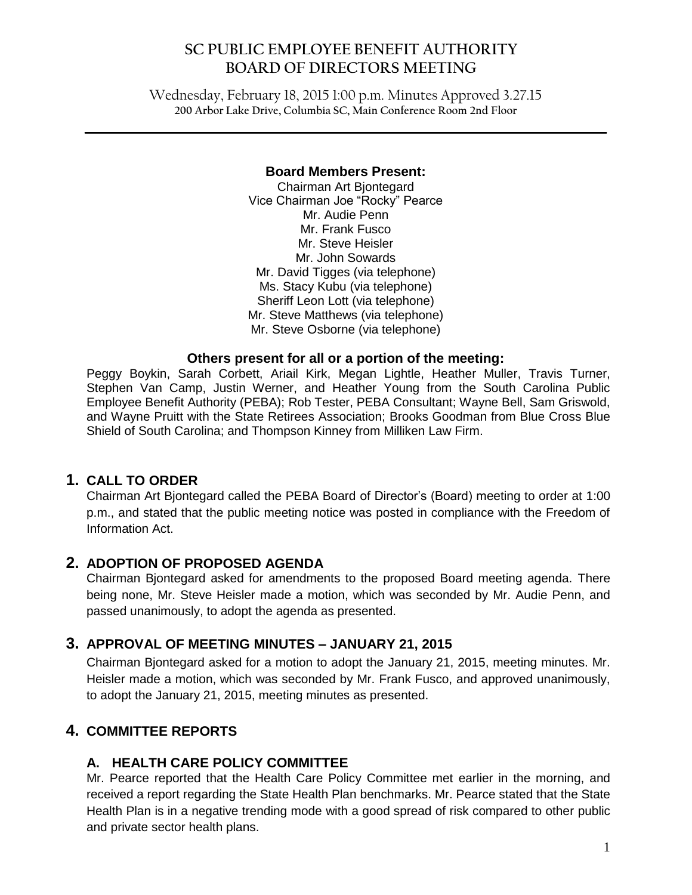# SC PUBLIC EMPLOYEE BENEFIT AUTHORITY BOARD OF DIRECTORS MEETING

Wednesday, February 18, 2015 1:00 p.m. Minutes Approved 3.27.15
**200 Arbor Lake Drive, Columbia SC, Main Conference Room 2nd Floor**

**Board Members Present:**

Chairman Art Bjontegard
Vice Chairman Joe "Rocky" Pearce
Mr. Audie Penn
Mr. Frank Fusco
Mr. Steve Heisler
Mr. John Sowards
Mr. David Tigges (via telephone)
Ms. Stacy Kubu (via telephone)
Sheriff Leon Lott (via telephone)
Mr. Steve Matthews (via telephone)
Mr. Steve Osborne (via telephone)

**Others present for all or a portion of the meeting:**

Peggy Boykin, Sarah Corbett, Ariail Kirk, Megan Lightle, Heather Muller, Travis Turner, Stephen Van Camp, Justin Werner, and Heather Young from the South Carolina Public Employee Benefit Authority (PEBA); Rob Tester, PEBA Consultant; Wayne Bell, Sam Griswold, and Wayne Pruitt with the State Retirees Association; Brooks Goodman from Blue Cross Blue Shield of South Carolina; and Thompson Kinney from Milliken Law Firm.

## 1. CALL TO ORDER

Chairman Art Bjontegard called the PEBA Board of Director's (Board) meeting to order at 1:00 p.m., and stated that the public meeting notice was posted in compliance with the Freedom of Information Act.

## 2. ADOPTION OF PROPOSED AGENDA

Chairman Bjontegard asked for amendments to the proposed Board meeting agenda. There being none, Mr. Steve Heisler made a motion, which was seconded by Mr. Audie Penn, and passed unanimously, to adopt the agenda as presented.

## 3. APPROVAL OF MEETING MINUTES – JANUARY 21, 2015

Chairman Bjontegard asked for a motion to adopt the January 21, 2015, meeting minutes. Mr. Heisler made a motion, which was seconded by Mr. Frank Fusco, and approved unanimously, to adopt the January 21, 2015, meeting minutes as presented.

## 4. COMMITTEE REPORTS

### A. HEALTH CARE POLICY COMMITTEE

Mr. Pearce reported that the Health Care Policy Committee met earlier in the morning, and received a report regarding the State Health Plan benchmarks. Mr. Pearce stated that the State Health Plan is in a negative trending mode with a good spread of risk compared to other public and private sector health plans.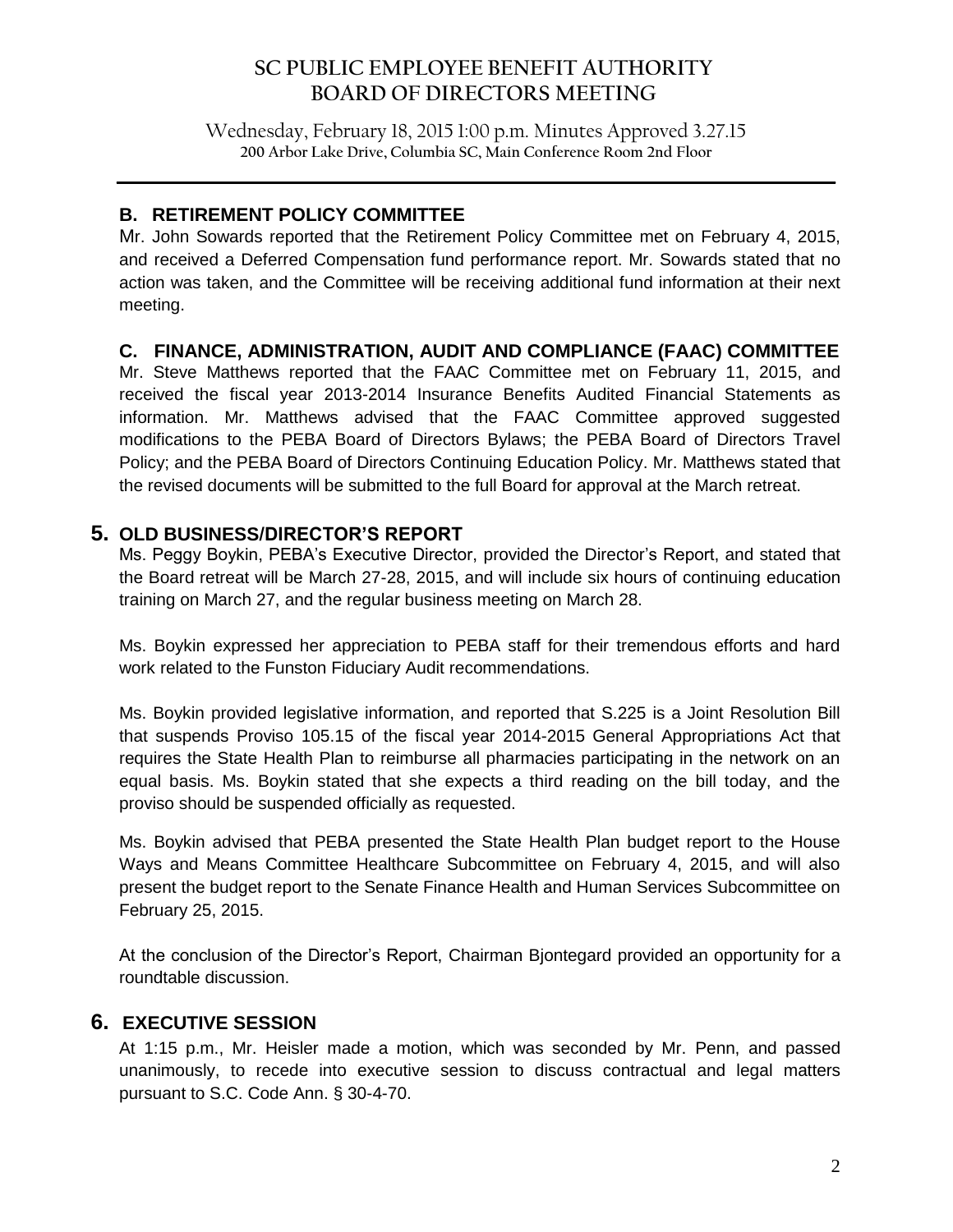# SC PUBLIC EMPLOYEE BENEFIT AUTHORITY
# BOARD OF DIRECTORS MEETING

Wednesday, February 18, 2015 1:00 p.m. Minutes Approved 3.27.15
**200 Arbor Lake Drive, Columbia SC, Main Conference Room 2nd Floor**

---

### B. RETIREMENT POLICY COMMITTEE

Mr. John Sowards reported that the Retirement Policy Committee met on February 4, 2015, and received a Deferred Compensation fund performance report. Mr. Sowards stated that no action was taken, and the Committee will be receiving additional fund information at their next meeting.

### C. FINANCE, ADMINISTRATION, AUDIT AND COMPLIANCE (FAAC) COMMITTEE

Mr. Steve Matthews reported that the FAAC Committee met on February 11, 2015, and received the fiscal year 2013-2014 Insurance Benefits Audited Financial Statements as information. Mr. Matthews advised that the FAAC Committee approved suggested modifications to the PEBA Board of Directors Bylaws; the PEBA Board of Directors Travel Policy; and the PEBA Board of Directors Continuing Education Policy. Mr. Matthews stated that the revised documents will be submitted to the full Board for approval at the March retreat.

## 5. OLD BUSINESS/DIRECTOR'S REPORT

Ms. Peggy Boykin, PEBA's Executive Director, provided the Director's Report, and stated that the Board retreat will be March 27-28, 2015, and will include six hours of continuing education training on March 27, and the regular business meeting on March 28.

Ms. Boykin expressed her appreciation to PEBA staff for their tremendous efforts and hard work related to the Funston Fiduciary Audit recommendations.

Ms. Boykin provided legislative information, and reported that S.225 is a Joint Resolution Bill that suspends Proviso 105.15 of the fiscal year 2014-2015 General Appropriations Act that requires the State Health Plan to reimburse all pharmacies participating in the network on an equal basis. Ms. Boykin stated that she expects a third reading on the bill today, and the proviso should be suspended officially as requested.

Ms. Boykin advised that PEBA presented the State Health Plan budget report to the House Ways and Means Committee Healthcare Subcommittee on February 4, 2015, and will also present the budget report to the Senate Finance Health and Human Services Subcommittee on February 25, 2015.

At the conclusion of the Director's Report, Chairman Bjontegard provided an opportunity for a roundtable discussion.

## 6. EXECUTIVE SESSION

At 1:15 p.m., Mr. Heisler made a motion, which was seconded by Mr. Penn, and passed unanimously, to recede into executive session to discuss contractual and legal matters pursuant to S.C. Code Ann. § 30-4-70.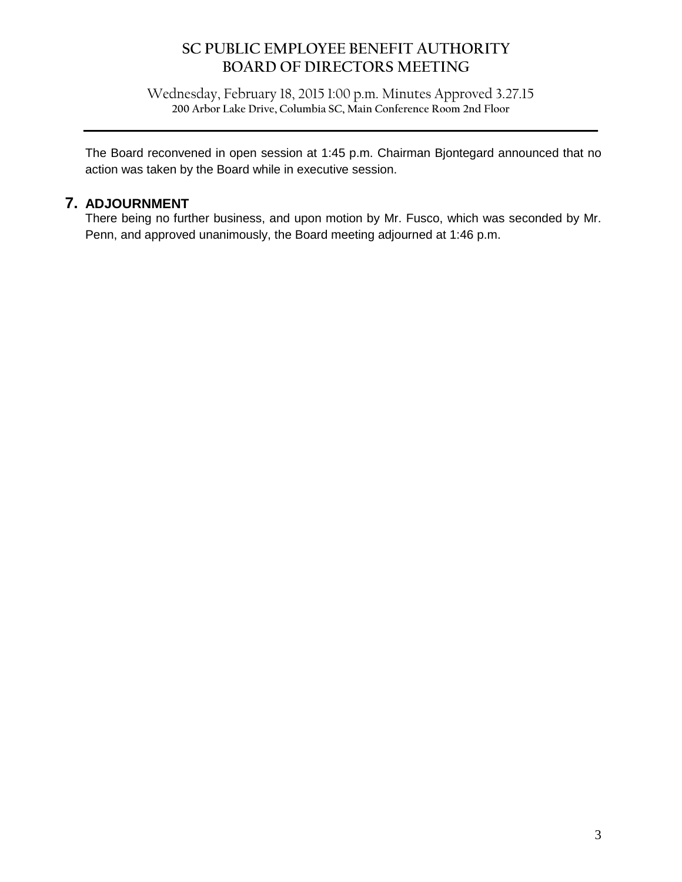The Board reconvened in open session at 1:45 p.m. Chairman Bjontegard announced that no action was taken by the Board while in executive session.

## 7. ADJOURNMENT

There being no further business, and upon motion by Mr. Fusco, which was seconded by Mr. Penn, and approved unanimously, the Board meeting adjourned at 1:46 p.m.